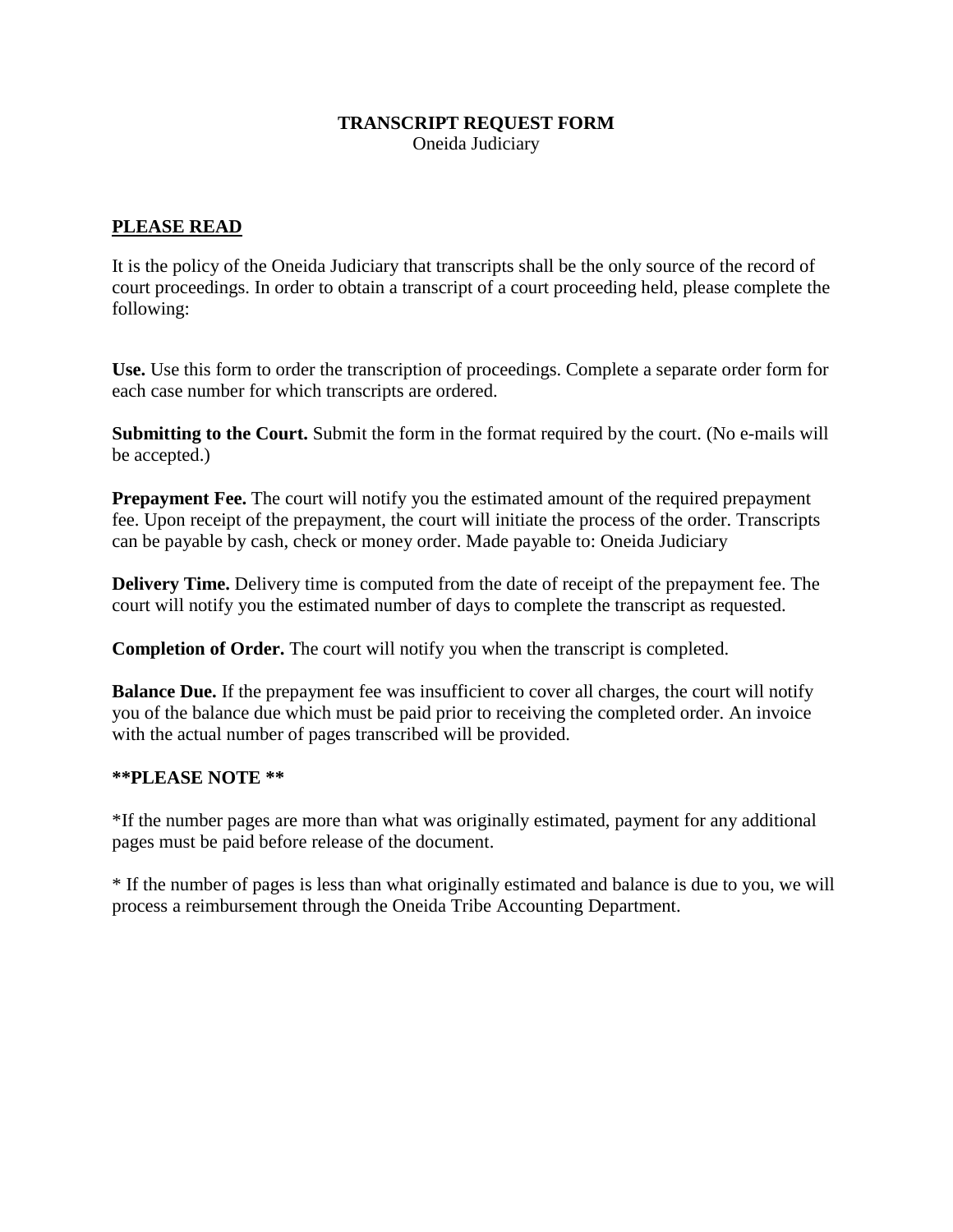# TRANSCRIPT REQUEST FORM

Oneida Judiciary

## PLEASE READ

It is the policy of the Oneida Judiciary that transcripts shall be the only source of the record of court proceedings. In order to obtain a transcript of a court proceeding held, please complete the following:

**Use.** Use this form to order the transcription of proceedings. Complete a separate order form for each case number for which transcripts are ordered.

**Submitting to the Court.** Submit the form in the format required by the court. (No e-mails will be accepted.)

**Prepayment Fee.** The court will notify you the estimated amount of the required prepayment fee. Upon receipt of the prepayment, the court will initiate the process of the order. Transcripts can be payable by cash, check or money order. Made payable to: Oneida Judiciary

**Delivery Time.** Delivery time is computed from the date of receipt of the prepayment fee. The court will notify you the estimated number of days to complete the transcript as requested.

**Completion of Order.** The court will notify you when the transcript is completed.

**Balance Due.** If the prepayment fee was insufficient to cover all charges, the court will notify you of the balance due which must be paid prior to receiving the completed order. An invoice with the actual number of pages transcribed will be provided.

**\*\*PLEASE NOTE \*\***

\*If the number pages are more than what was originally estimated, payment for any additional pages must be paid before release of the document.

\* If the number of pages is less than what originally estimated and balance is due to you, we will process a reimbursement through the Oneida Tribe Accounting Department.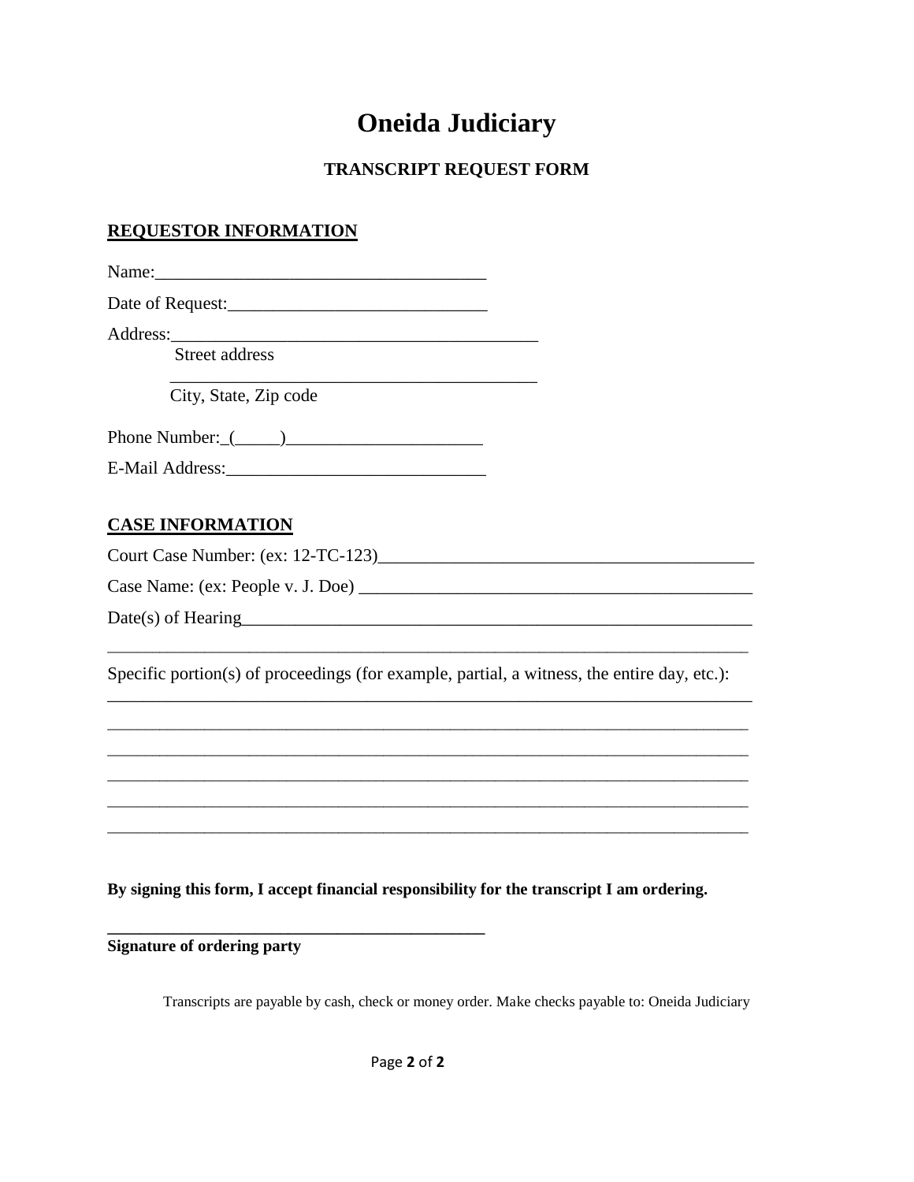# Oneida Judiciary

### TRANSCRIPT REQUEST FORM

**REQUESTOR INFORMATION**

Name:____________________________________

Date of Request:____________________________

Address:__________________________________________
Street address

__________________________________________
City, State, Zip code

Phone Number:_(_____)______________________

E-Mail Address:____________________________

**CASE INFORMATION**

Court Case Number: (ex: 12-TC-123)__________________________________________

Case Name: (ex: People v. J. Doe) ____________________________________________

Date(s) of Hearing__________________________________________________________

____________________________________________________________________________

Specific portion(s) of proceedings (for example, partial, a witness, the entire day, etc.):
____________________________________________________________________________
____________________________________________________________________________
____________________________________________________________________________
____________________________________________________________________________
____________________________________________________________________________
____________________________________________________________________________

**By signing this form, I accept financial responsibility for the transcript I am ordering.**

**____________________________________________**
**Signature of ordering party**

Transcripts are payable by cash, check or money order. Make checks payable to: Oneida Judiciary